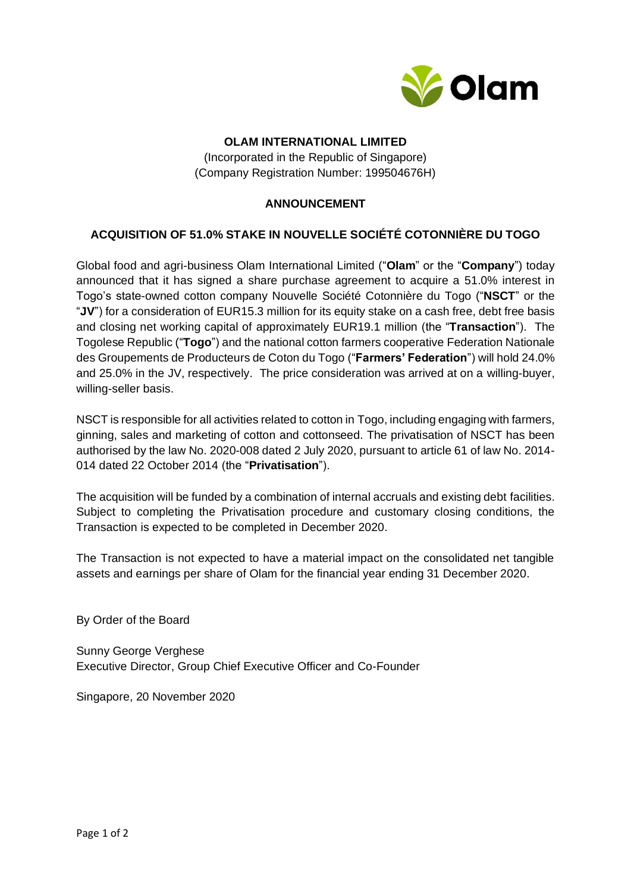**OLAM INTERNATIONAL LIMITED**

(Incorporated in the Republic of Singapore)
(Company Registration Number: 199504676H)

**ANNOUNCEMENT**

**ACQUISITION OF 51.0% STAKE IN NOUVELLE SOCIÉTÉ COTONNIÈRE DU TOGO**

Global food and agri-business Olam International Limited ("**Olam**" or the "**Company**") today announced that it has signed a share purchase agreement to acquire a 51.0% interest in Togo's state-owned cotton company Nouvelle Société Cotonnière du Togo ("**NSCT**" or the "**JV**") for a consideration of EUR15.3 million for its equity stake on a cash free, debt free basis and closing net working capital of approximately EUR19.1 million (the "**Transaction**"). The Togolese Republic ("**Togo**") and the national cotton farmers cooperative Federation Nationale des Groupements de Producteurs de Coton du Togo ("**Farmers' Federation**") will hold 24.0% and 25.0% in the JV, respectively. The price consideration was arrived at on a willing-buyer, willing-seller basis.

NSCT is responsible for all activities related to cotton in Togo, including engaging with farmers, ginning, sales and marketing of cotton and cottonseed. The privatisation of NSCT has been authorised by the law No. 2020-008 dated 2 July 2020, pursuant to article 61 of law No. 2014-014 dated 22 October 2014 (the "**Privatisation**").

The acquisition will be funded by a combination of internal accruals and existing debt facilities. Subject to completing the Privatisation procedure and customary closing conditions, the Transaction is expected to be completed in December 2020.

The Transaction is not expected to have a material impact on the consolidated net tangible assets and earnings per share of Olam for the financial year ending 31 December 2020.

By Order of the Board

Sunny George Verghese
Executive Director, Group Chief Executive Officer and Co-Founder

Singapore, 20 November 2020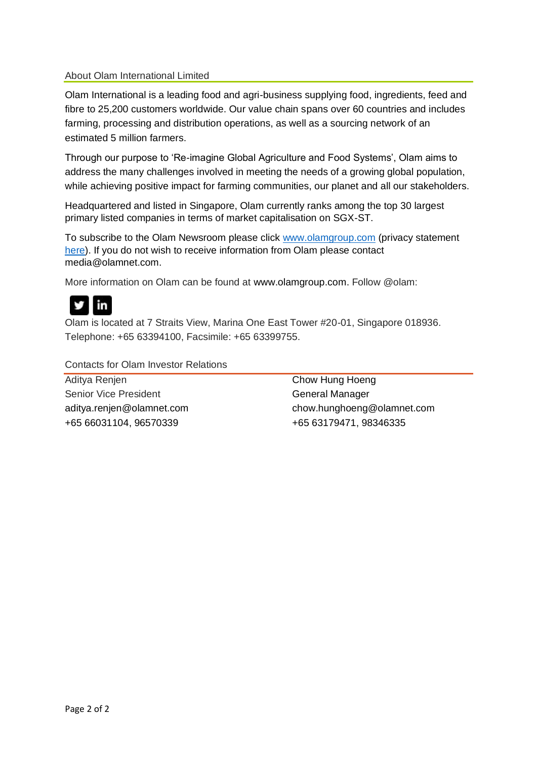## About Olam International Limited

Olam International is a leading food and agri-business supplying food, ingredients, feed and fibre to 25,200 customers worldwide. Our value chain spans over 60 countries and includes farming, processing and distribution operations, as well as a sourcing network of an estimated 5 million farmers.

Through our purpose to 'Re-imagine Global Agriculture and Food Systems', Olam aims to address the many challenges involved in meeting the needs of a growing global population, while achieving positive impact for farming communities, our planet and all our stakeholders.

Headquartered and listed in Singapore, Olam currently ranks among the top 30 largest primary listed companies in terms of market capitalisation on SGX-ST.

To subscribe to the Olam Newsroom please click www.olamgroup.com (privacy statement here). If you do not wish to receive information from Olam please contact media@olamnet.com.

More information on Olam can be found at www.olamgroup.com. Follow @olam:

Olam is located at 7 Straits View, Marina One East Tower #20-01, Singapore 018936.
Telephone: +65 63394100, Facsimile: +65 63399755.

## Contacts for Olam Investor Relations

| | |
|---|---|
| Aditya Renjen | Chow Hung Hoeng |
| Senior Vice President | General Manager |
| aditya.renjen@olamnet.com | chow.hunghoeng@olamnet.com |
| +65 66031104, 96570339 | +65 63179471, 98346335 |